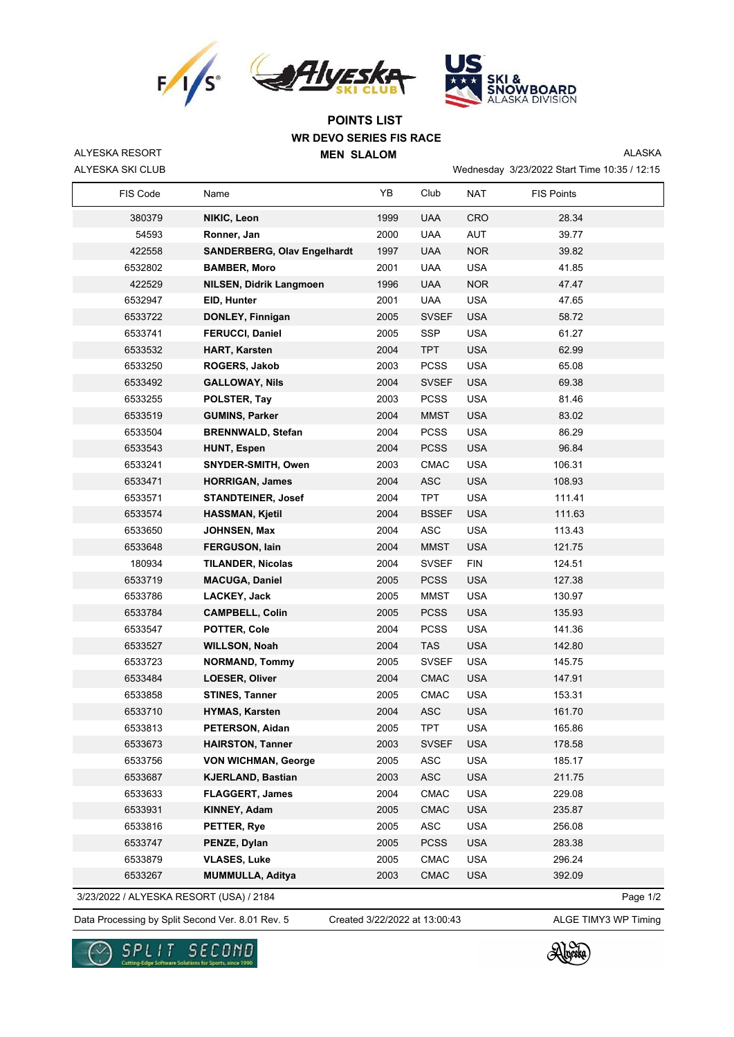# POINTS LIST

## WR DEVO SERIES FIS RACE

### MEN SLALOM

ALYESKA RESORT
ALYESKA SKI CLUB

ALASKA
Wednesday 3/23/2022 Start Time 10:35 / 12:15

| FIS Code | Name | YB | Club | NAT | FIS Points |
|---|---|---|---|---|---|
| 380379 | **NIKIC, Leon** | 1999 | UAA | CRO | 28.34 |
| 54593 | **Ronner, Jan** | 2000 | UAA | AUT | 39.77 |
| 422558 | **SANDERBERG, Olav Engelhardt** | 1997 | UAA | NOR | 39.82 |
| 6532802 | **BAMBER, Moro** | 2001 | UAA | USA | 41.85 |
| 422529 | **NILSEN, Didrik Langmoen** | 1996 | UAA | NOR | 47.47 |
| 6532947 | **EID, Hunter** | 2001 | UAA | USA | 47.65 |
| 6533722 | **DONLEY, Finnigan** | 2005 | SVSEF | USA | 58.72 |
| 6533741 | **FERUCCI, Daniel** | 2005 | SSP | USA | 61.27 |
| 6533532 | **HART, Karsten** | 2004 | TPT | USA | 62.99 |
| 6533250 | **ROGERS, Jakob** | 2003 | PCSS | USA | 65.08 |
| 6533492 | **GALLOWAY, Nils** | 2004 | SVSEF | USA | 69.38 |
| 6533255 | **POLSTER, Tay** | 2003 | PCSS | USA | 81.46 |
| 6533519 | **GUMINS, Parker** | 2004 | MMST | USA | 83.02 |
| 6533504 | **BRENNWALD, Stefan** | 2004 | PCSS | USA | 86.29 |
| 6533543 | **HUNT, Espen** | 2004 | PCSS | USA | 96.84 |
| 6533241 | **SNYDER-SMITH, Owen** | 2003 | CMAC | USA | 106.31 |
| 6533471 | **HORRIGAN, James** | 2004 | ASC | USA | 108.93 |
| 6533571 | **STANDTEINER, Josef** | 2004 | TPT | USA | 111.41 |
| 6533574 | **HASSMAN, Kjetil** | 2004 | BSSEF | USA | 111.63 |
| 6533650 | **JOHNSEN, Max** | 2004 | ASC | USA | 113.43 |
| 6533648 | **FERGUSON, Iain** | 2004 | MMST | USA | 121.75 |
| 180934 | **TILANDER, Nicolas** | 2004 | SVSEF | FIN | 124.51 |
| 6533719 | **MACUGA, Daniel** | 2005 | PCSS | USA | 127.38 |
| 6533786 | **LACKEY, Jack** | 2005 | MMST | USA | 130.97 |
| 6533784 | **CAMPBELL, Colin** | 2005 | PCSS | USA | 135.93 |
| 6533547 | **POTTER, Cole** | 2004 | PCSS | USA | 141.36 |
| 6533527 | **WILLSON, Noah** | 2004 | TAS | USA | 142.80 |
| 6533723 | **NORMAND, Tommy** | 2005 | SVSEF | USA | 145.75 |
| 6533484 | **LOESER, Oliver** | 2004 | CMAC | USA | 147.91 |
| 6533858 | **STINES, Tanner** | 2005 | CMAC | USA | 153.31 |
| 6533710 | **HYMAS, Karsten** | 2004 | ASC | USA | 161.70 |
| 6533813 | **PETERSON, Aidan** | 2005 | TPT | USA | 165.86 |
| 6533673 | **HAIRSTON, Tanner** | 2003 | SVSEF | USA | 178.58 |
| 6533756 | **VON WICHMAN, George** | 2005 | ASC | USA | 185.17 |
| 6533687 | **KJERLAND, Bastian** | 2003 | ASC | USA | 211.75 |
| 6533633 | **FLAGGERT, James** | 2004 | CMAC | USA | 229.08 |
| 6533931 | **KINNEY, Adam** | 2005 | CMAC | USA | 235.87 |
| 6533816 | **PETTER, Rye** | 2005 | ASC | USA | 256.08 |
| 6533747 | **PENZE, Dylan** | 2005 | PCSS | USA | 283.38 |
| 6533879 | **VLASES, Luke** | 2005 | CMAC | USA | 296.24 |
| 6533267 | **MUMMULLA, Aditya** | 2003 | CMAC | USA | 392.09 |

3/23/2022 / ALYESKA RESORT (USA) / 2184

Data Processing by Split Second Ver. 8.01 Rev. 5 Created 3/22/2022 at 13:00:43 ALGE TIMY3 WP Timing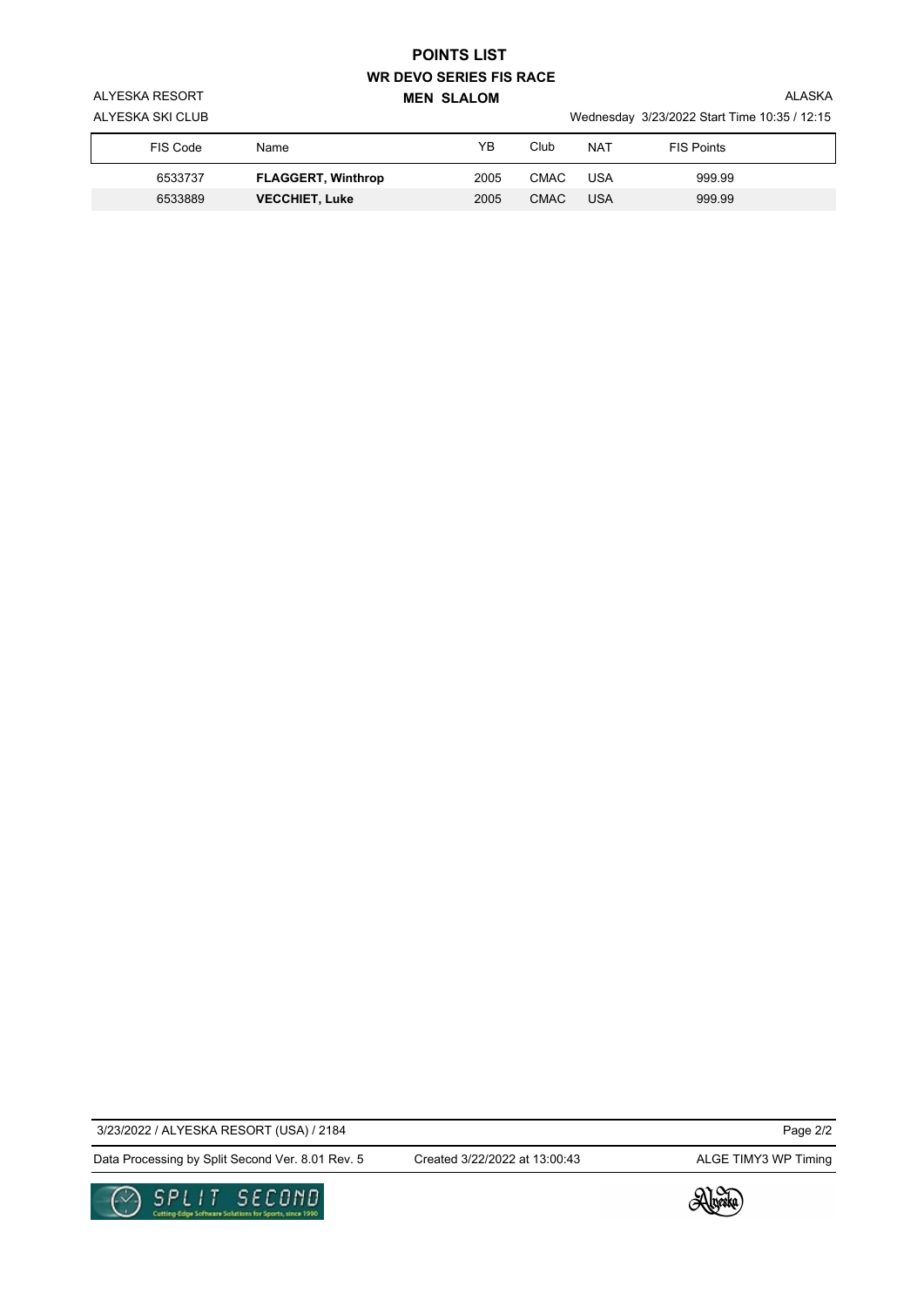# POINTS LIST

## WR DEVO SERIES FIS RACE

### MEN SLALOM

ALYESKA RESORT
ALYESKA SKI CLUB

ALASKA
Wednesday 3/23/2022 Start Time 10:35 / 12:15

| FIS Code | Name | YB | Club | NAT | FIS Points |
|---|---|---|---|---|---|
| 6533737 | **FLAGGERT, Winthrop** | 2005 | CMAC | USA | 999.99 |
| 6533889 | **VECCHIET, Luke** | 2005 | CMAC | USA | 999.99 |

3/23/2022 / ALYESKA RESORT (USA) / 2184

Data Processing by Split Second Ver. 8.01 Rev. 5 | Created 3/22/2022 at 13:00:43 | ALGE TIMY3 WP Timing